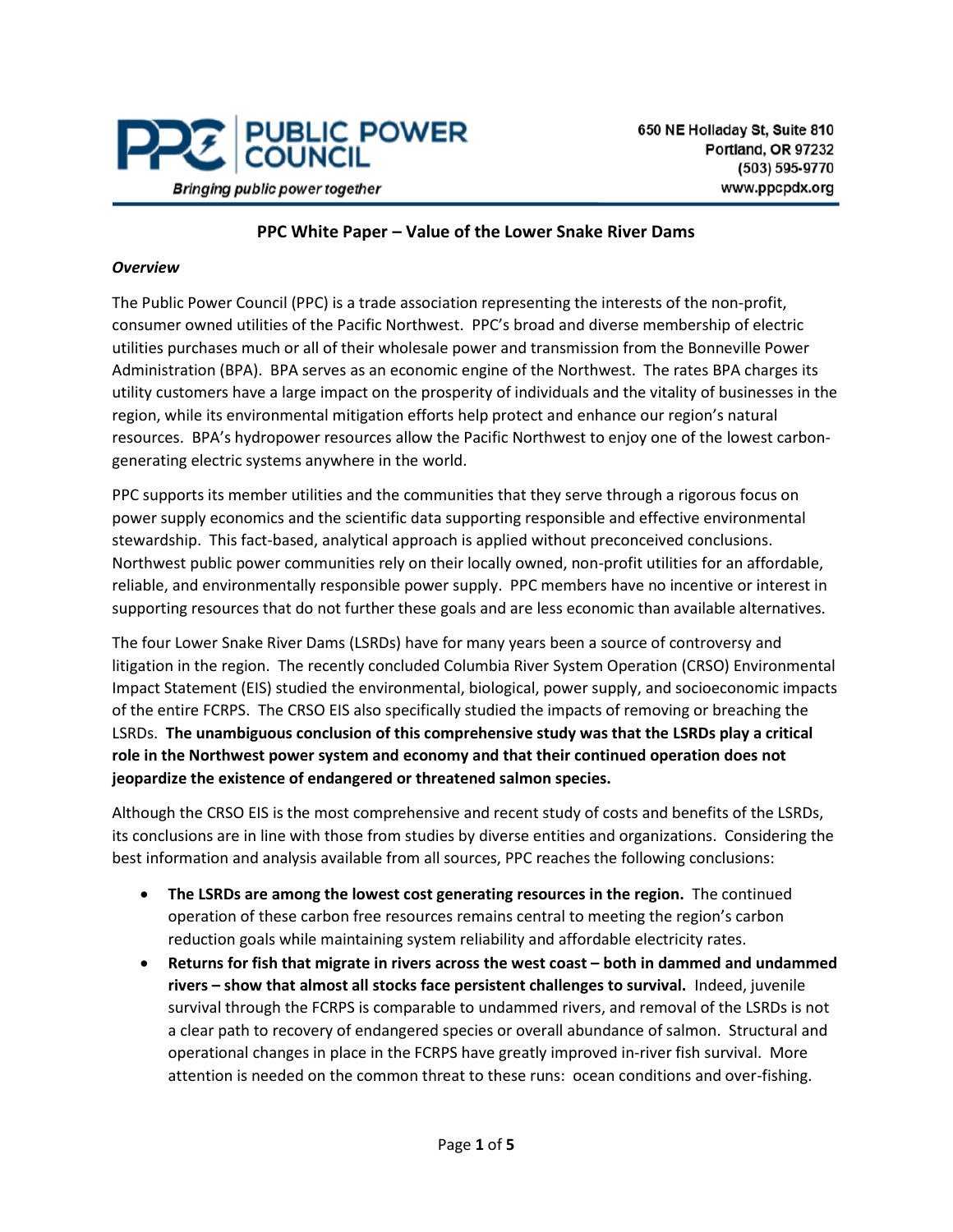PUBLIC POWER COUNCIL

*Bringing public power together*

650 NE Holladay St, Suite 810
Portland, OR 97232
(503) 595-9770
www.ppcpdx.org

# PPC White Paper – Value of the Lower Snake River Dams

***Overview***

The Public Power Council (PPC) is a trade association representing the interests of the non-profit, consumer owned utilities of the Pacific Northwest. PPC's broad and diverse membership of electric utilities purchases much or all of their wholesale power and transmission from the Bonneville Power Administration (BPA). BPA serves as an economic engine of the Northwest. The rates BPA charges its utility customers have a large impact on the prosperity of individuals and the vitality of businesses in the region, while its environmental mitigation efforts help protect and enhance our region's natural resources. BPA's hydropower resources allow the Pacific Northwest to enjoy one of the lowest carbon-generating electric systems anywhere in the world.

PPC supports its member utilities and the communities that they serve through a rigorous focus on power supply economics and the scientific data supporting responsible and effective environmental stewardship. This fact-based, analytical approach is applied without preconceived conclusions. Northwest public power communities rely on their locally owned, non-profit utilities for an affordable, reliable, and environmentally responsible power supply. PPC members have no incentive or interest in supporting resources that do not further these goals and are less economic than available alternatives.

The four Lower Snake River Dams (LSRDs) have for many years been a source of controversy and litigation in the region. The recently concluded Columbia River System Operation (CRSO) Environmental Impact Statement (EIS) studied the environmental, biological, power supply, and socioeconomic impacts of the entire FCRPS. The CRSO EIS also specifically studied the impacts of removing or breaching the LSRDs. **The unambiguous conclusion of this comprehensive study was that the LSRDs play a critical role in the Northwest power system and economy and that their continued operation does not jeopardize the existence of endangered or threatened salmon species.**

Although the CRSO EIS is the most comprehensive and recent study of costs and benefits of the LSRDs, its conclusions are in line with those from studies by diverse entities and organizations. Considering the best information and analysis available from all sources, PPC reaches the following conclusions:

- **The LSRDs are among the lowest cost generating resources in the region.** The continued operation of these carbon free resources remains central to meeting the region's carbon reduction goals while maintaining system reliability and affordable electricity rates.
- **Returns for fish that migrate in rivers across the west coast – both in dammed and undammed rivers – show that almost all stocks face persistent challenges to survival.** Indeed, juvenile survival through the FCRPS is comparable to undammed rivers, and removal of the LSRDs is not a clear path to recovery of endangered species or overall abundance of salmon. Structural and operational changes in place in the FCRPS have greatly improved in-river fish survival. More attention is needed on the common threat to these runs: ocean conditions and over-fishing.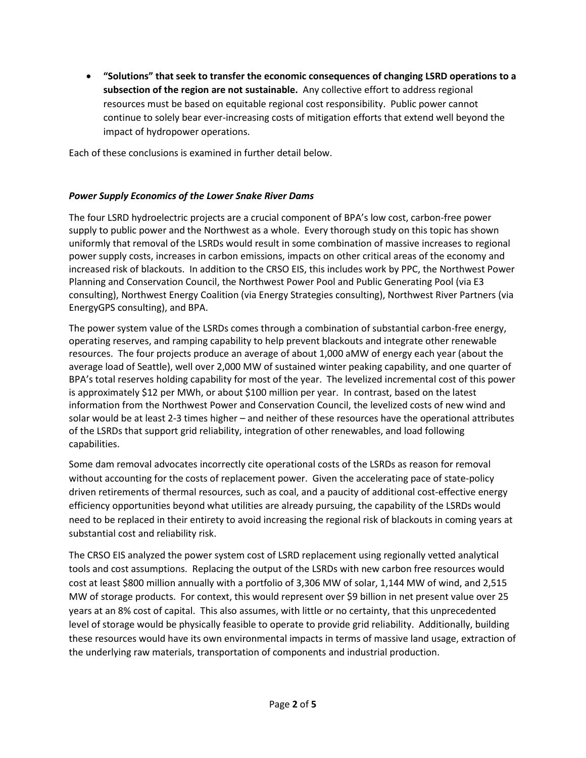- **"Solutions" that seek to transfer the economic consequences of changing LSRD operations to a subsection of the region are not sustainable.** Any collective effort to address regional resources must be based on equitable regional cost responsibility. Public power cannot continue to solely bear ever-increasing costs of mitigation efforts that extend well beyond the impact of hydropower operations.

Each of these conclusions is examined in further detail below.

### *Power Supply Economics of the Lower Snake River Dams*

The four LSRD hydroelectric projects are a crucial component of BPA's low cost, carbon-free power supply to public power and the Northwest as a whole. Every thorough study on this topic has shown uniformly that removal of the LSRDs would result in some combination of massive increases to regional power supply costs, increases in carbon emissions, impacts on other critical areas of the economy and increased risk of blackouts. In addition to the CRSO EIS, this includes work by PPC, the Northwest Power Planning and Conservation Council, the Northwest Power Pool and Public Generating Pool (via E3 consulting), Northwest Energy Coalition (via Energy Strategies consulting), Northwest River Partners (via EnergyGPS consulting), and BPA.

The power system value of the LSRDs comes through a combination of substantial carbon-free energy, operating reserves, and ramping capability to help prevent blackouts and integrate other renewable resources. The four projects produce an average of about 1,000 aMW of energy each year (about the average load of Seattle), well over 2,000 MW of sustained winter peaking capability, and one quarter of BPA's total reserves holding capability for most of the year. The levelized incremental cost of this power is approximately $12 per MWh, or about $100 million per year. In contrast, based on the latest information from the Northwest Power and Conservation Council, the levelized costs of new wind and solar would be at least 2-3 times higher – and neither of these resources have the operational attributes of the LSRDs that support grid reliability, integration of other renewables, and load following capabilities.

Some dam removal advocates incorrectly cite operational costs of the LSRDs as reason for removal without accounting for the costs of replacement power. Given the accelerating pace of state-policy driven retirements of thermal resources, such as coal, and a paucity of additional cost-effective energy efficiency opportunities beyond what utilities are already pursuing, the capability of the LSRDs would need to be replaced in their entirety to avoid increasing the regional risk of blackouts in coming years at substantial cost and reliability risk.

The CRSO EIS analyzed the power system cost of LSRD replacement using regionally vetted analytical tools and cost assumptions. Replacing the output of the LSRDs with new carbon free resources would cost at least $800 million annually with a portfolio of 3,306 MW of solar, 1,144 MW of wind, and 2,515 MW of storage products. For context, this would represent over $9 billion in net present value over 25 years at an 8% cost of capital. This also assumes, with little or no certainty, that this unprecedented level of storage would be physically feasible to operate to provide grid reliability. Additionally, building these resources would have its own environmental impacts in terms of massive land usage, extraction of the underlying raw materials, transportation of components and industrial production.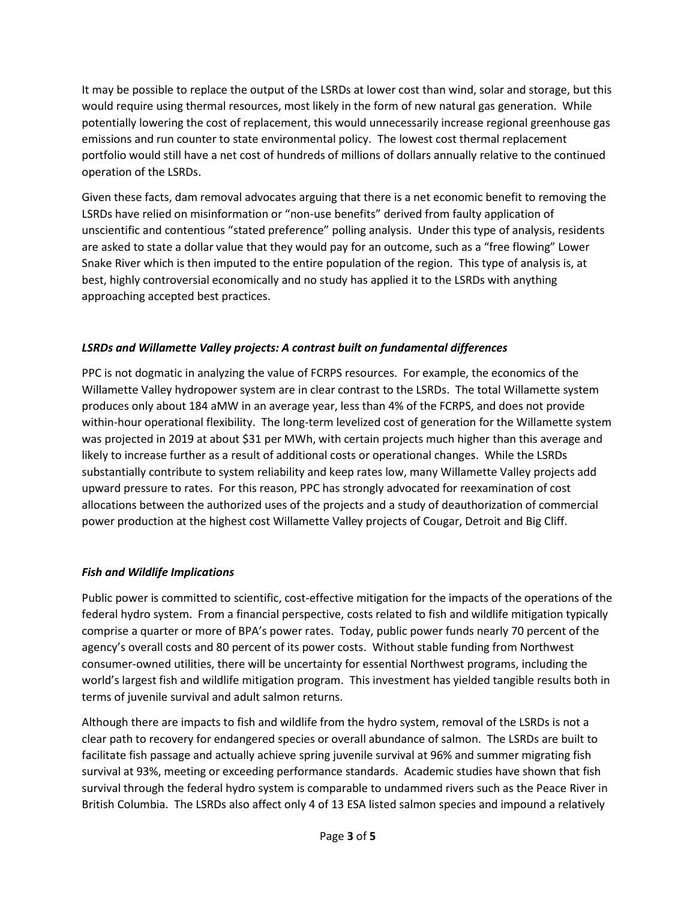It may be possible to replace the output of the LSRDs at lower cost than wind, solar and storage, but this would require using thermal resources, most likely in the form of new natural gas generation. While potentially lowering the cost of replacement, this would unnecessarily increase regional greenhouse gas emissions and run counter to state environmental policy. The lowest cost thermal replacement portfolio would still have a net cost of hundreds of millions of dollars annually relative to the continued operation of the LSRDs.

Given these facts, dam removal advocates arguing that there is a net economic benefit to removing the LSRDs have relied on misinformation or "non-use benefits" derived from faulty application of unscientific and contentious "stated preference" polling analysis. Under this type of analysis, residents are asked to state a dollar value that they would pay for an outcome, such as a "free flowing" Lower Snake River which is then imputed to the entire population of the region. This type of analysis is, at best, highly controversial economically and no study has applied it to the LSRDs with anything approaching accepted best practices.

***LSRDs and Willamette Valley projects: A contrast built on fundamental differences***

PPC is not dogmatic in analyzing the value of FCRPS resources. For example, the economics of the Willamette Valley hydropower system are in clear contrast to the LSRDs. The total Willamette system produces only about 184 aMW in an average year, less than 4% of the FCRPS, and does not provide within-hour operational flexibility. The long-term levelized cost of generation for the Willamette system was projected in 2019 at about $31 per MWh, with certain projects much higher than this average and likely to increase further as a result of additional costs or operational changes. While the LSRDs substantially contribute to system reliability and keep rates low, many Willamette Valley projects add upward pressure to rates. For this reason, PPC has strongly advocated for reexamination of cost allocations between the authorized uses of the projects and a study of deauthorization of commercial power production at the highest cost Willamette Valley projects of Cougar, Detroit and Big Cliff.

***Fish and Wildlife Implications***

Public power is committed to scientific, cost-effective mitigation for the impacts of the operations of the federal hydro system. From a financial perspective, costs related to fish and wildlife mitigation typically comprise a quarter or more of BPA's power rates. Today, public power funds nearly 70 percent of the agency's overall costs and 80 percent of its power costs. Without stable funding from Northwest consumer-owned utilities, there will be uncertainty for essential Northwest programs, including the world's largest fish and wildlife mitigation program. This investment has yielded tangible results both in terms of juvenile survival and adult salmon returns.

Although there are impacts to fish and wildlife from the hydro system, removal of the LSRDs is not a clear path to recovery for endangered species or overall abundance of salmon. The LSRDs are built to facilitate fish passage and actually achieve spring juvenile survival at 96% and summer migrating fish survival at 93%, meeting or exceeding performance standards. Academic studies have shown that fish survival through the federal hydro system is comparable to undammed rivers such as the Peace River in British Columbia. The LSRDs also affect only 4 of 13 ESA listed salmon species and impound a relatively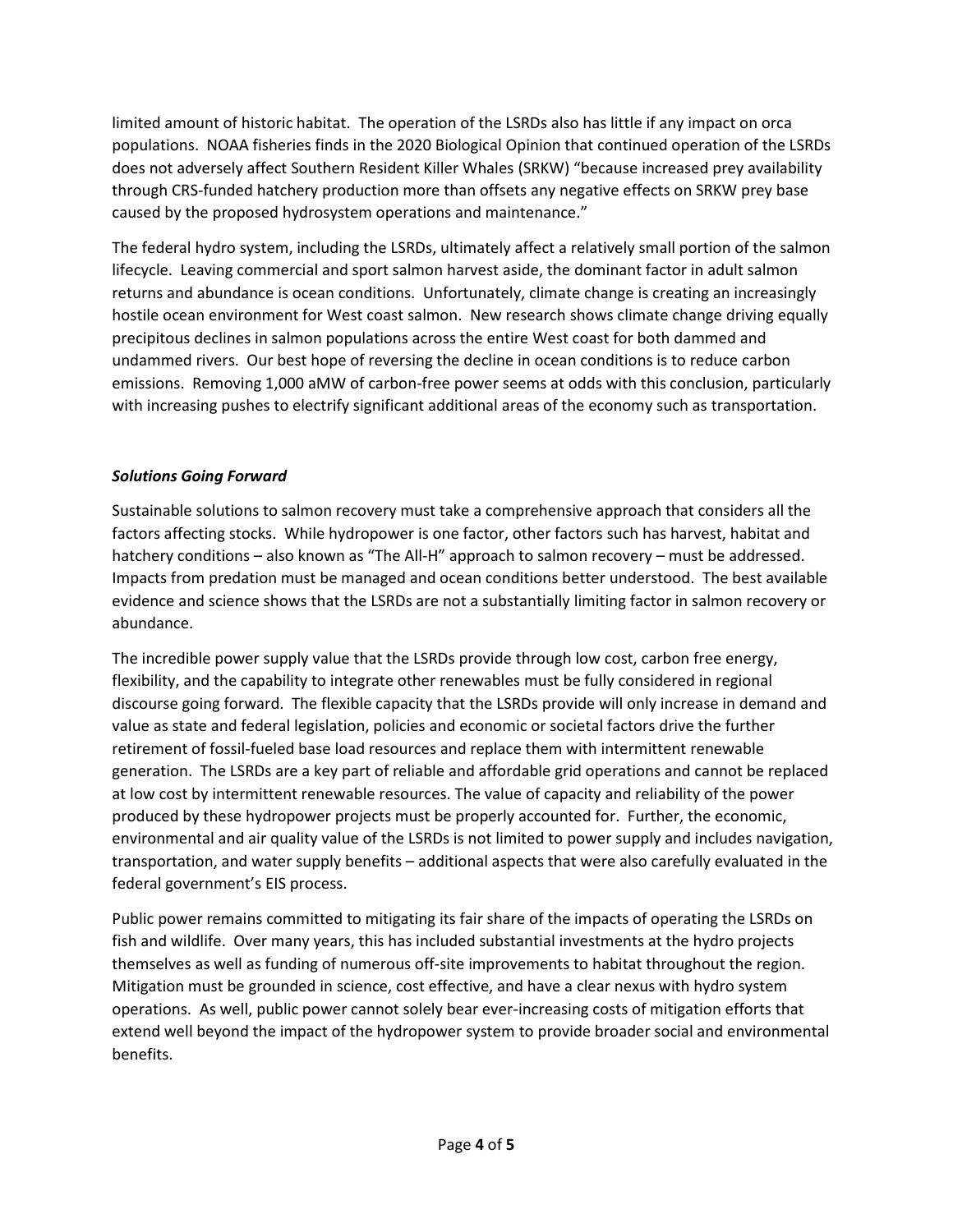limited amount of historic habitat. The operation of the LSRDs also has little if any impact on orca populations. NOAA fisheries finds in the 2020 Biological Opinion that continued operation of the LSRDs does not adversely affect Southern Resident Killer Whales (SRKW) "because increased prey availability through CRS-funded hatchery production more than offsets any negative effects on SRKW prey base caused by the proposed hydrosystem operations and maintenance."

The federal hydro system, including the LSRDs, ultimately affect a relatively small portion of the salmon lifecycle. Leaving commercial and sport salmon harvest aside, the dominant factor in adult salmon returns and abundance is ocean conditions. Unfortunately, climate change is creating an increasingly hostile ocean environment for West coast salmon. New research shows climate change driving equally precipitous declines in salmon populations across the entire West coast for both dammed and undammed rivers. Our best hope of reversing the decline in ocean conditions is to reduce carbon emissions. Removing 1,000 aMW of carbon-free power seems at odds with this conclusion, particularly with increasing pushes to electrify significant additional areas of the economy such as transportation.

***Solutions Going Forward***

Sustainable solutions to salmon recovery must take a comprehensive approach that considers all the factors affecting stocks. While hydropower is one factor, other factors such has harvest, habitat and hatchery conditions – also known as "The All-H" approach to salmon recovery – must be addressed. Impacts from predation must be managed and ocean conditions better understood. The best available evidence and science shows that the LSRDs are not a substantially limiting factor in salmon recovery or abundance.

The incredible power supply value that the LSRDs provide through low cost, carbon free energy, flexibility, and the capability to integrate other renewables must be fully considered in regional discourse going forward. The flexible capacity that the LSRDs provide will only increase in demand and value as state and federal legislation, policies and economic or societal factors drive the further retirement of fossil-fueled base load resources and replace them with intermittent renewable generation. The LSRDs are a key part of reliable and affordable grid operations and cannot be replaced at low cost by intermittent renewable resources. The value of capacity and reliability of the power produced by these hydropower projects must be properly accounted for. Further, the economic, environmental and air quality value of the LSRDs is not limited to power supply and includes navigation, transportation, and water supply benefits – additional aspects that were also carefully evaluated in the federal government's EIS process.

Public power remains committed to mitigating its fair share of the impacts of operating the LSRDs on fish and wildlife. Over many years, this has included substantial investments at the hydro projects themselves as well as funding of numerous off-site improvements to habitat throughout the region. Mitigation must be grounded in science, cost effective, and have a clear nexus with hydro system operations. As well, public power cannot solely bear ever-increasing costs of mitigation efforts that extend well beyond the impact of the hydropower system to provide broader social and environmental benefits.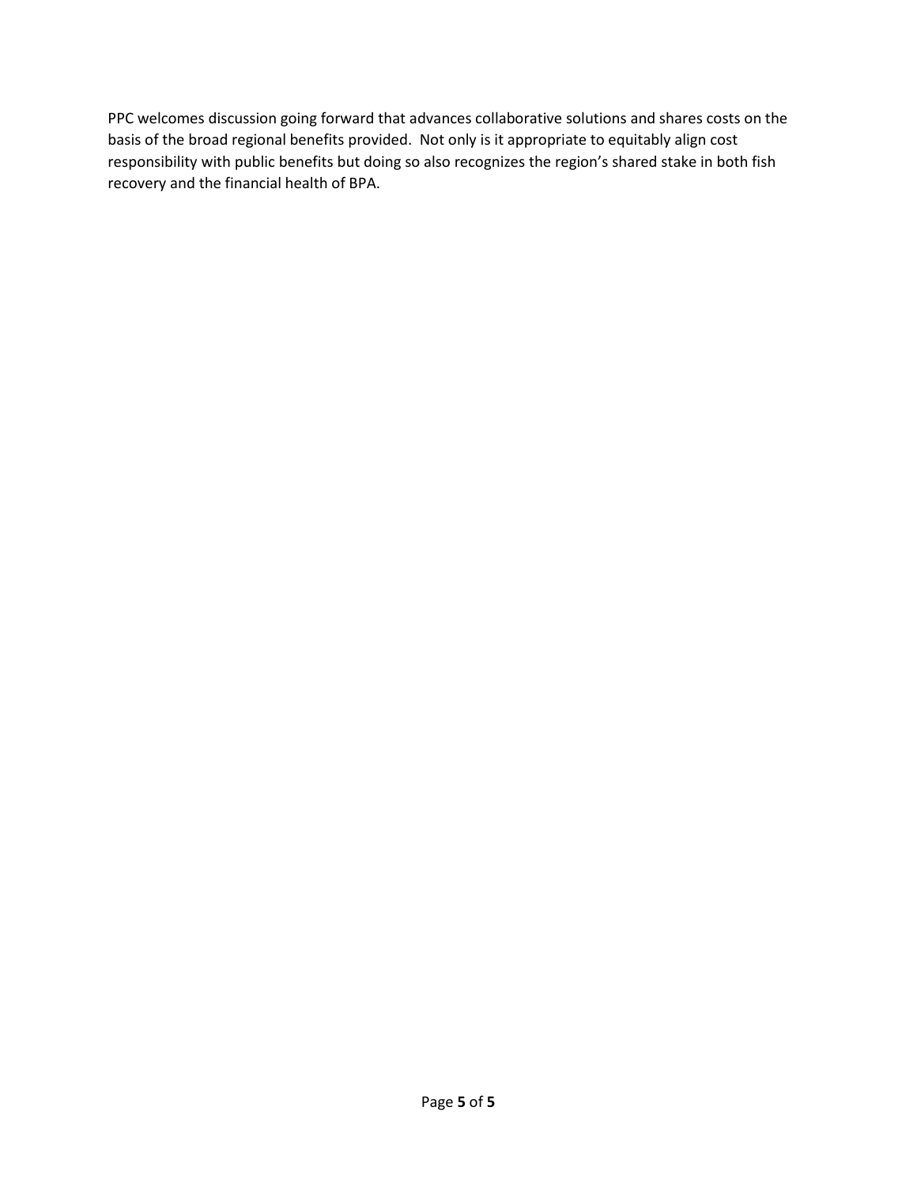PPC welcomes discussion going forward that advances collaborative solutions and shares costs on the basis of the broad regional benefits provided. Not only is it appropriate to equitably align cost responsibility with public benefits but doing so also recognizes the region's shared stake in both fish recovery and the financial health of BPA.